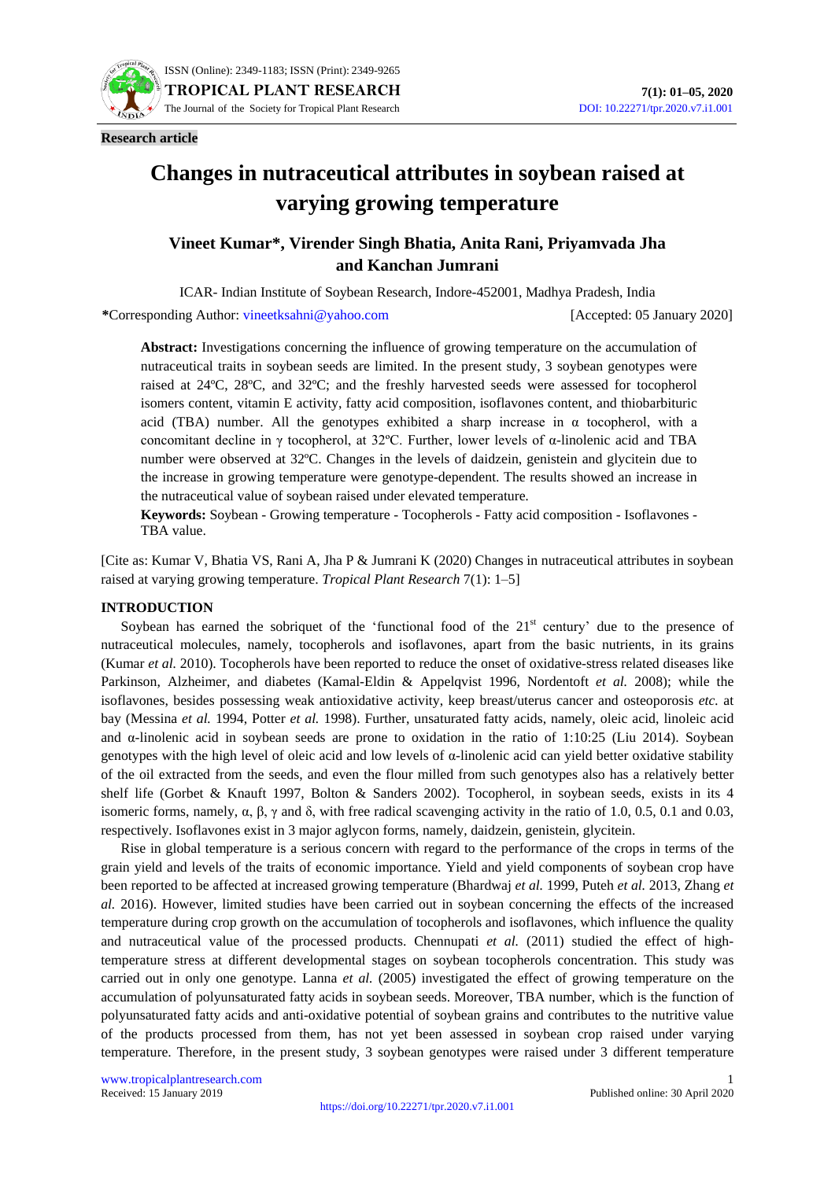**Research article**

# Changes in nutraceutical attributes in soybean raised at varying growing temperature

## Vineet Kumar*, Virender Singh Bhatia, Anita Rani, Priyamvada Jha and Kanchan Jumrani

ICAR- Indian Institute of Soybean Research, Indore-452001, Madhya Pradesh, India

*Corresponding Author: vineetksahni@yahoo.com [Accepted: 05 January 2020]

**Abstract:** Investigations concerning the influence of growing temperature on the accumulation of nutraceutical traits in soybean seeds are limited. In the present study, 3 soybean genotypes were raised at 24ºC, 28ºC, and 32ºC; and the freshly harvested seeds were assessed for tocopherol isomers content, vitamin E activity, fatty acid composition, isoflavones content, and thiobarbituric acid (TBA) number. All the genotypes exhibited a sharp increase in α tocopherol, with a concomitant decline in γ tocopherol, at 32ºC. Further, lower levels of α-linolenic acid and TBA number were observed at 32ºC. Changes in the levels of daidzein, genistein and glycitein due to the increase in growing temperature were genotype-dependent. The results showed an increase in the nutraceutical value of soybean raised under elevated temperature.

**Keywords:** Soybean - Growing temperature - Tocopherols - Fatty acid composition - Isoflavones - TBA value.

[Cite as: Kumar V, Bhatia VS, Rani A, Jha P & Jumrani K (2020) Changes in nutraceutical attributes in soybean raised at varying growing temperature. *Tropical Plant Research* 7(1): 1–5]

## INTRODUCTION

Soybean has earned the sobriquet of the 'functional food of the 21st century' due to the presence of nutraceutical molecules, namely, tocopherols and isoflavones, apart from the basic nutrients, in its grains (Kumar *et al.* 2010). Tocopherols have been reported to reduce the onset of oxidative-stress related diseases like Parkinson, Alzheimer, and diabetes (Kamal-Eldin & Appelqvist 1996, Nordentoft *et al.* 2008); while the isoflavones, besides possessing weak antioxidative activity, keep breast/uterus cancer and osteoporosis *etc.* at bay (Messina *et al.* 1994, Potter *et al.* 1998). Further, unsaturated fatty acids, namely, oleic acid, linoleic acid and α-linolenic acid in soybean seeds are prone to oxidation in the ratio of 1:10:25 (Liu 2014). Soybean genotypes with the high level of oleic acid and low levels of α-linolenic acid can yield better oxidative stability of the oil extracted from the seeds, and even the flour milled from such genotypes also has a relatively better shelf life (Gorbet & Knauft 1997, Bolton & Sanders 2002). Tocopherol, in soybean seeds, exists in its 4 isomeric forms, namely, α, β, γ and δ, with free radical scavenging activity in the ratio of 1.0, 0.5, 0.1 and 0.03, respectively. Isoflavones exist in 3 major aglycon forms, namely, daidzein, genistein, glycitein.

Rise in global temperature is a serious concern with regard to the performance of the crops in terms of the grain yield and levels of the traits of economic importance. Yield and yield components of soybean crop have been reported to be affected at increased growing temperature (Bhardwaj *et al.* 1999, Puteh *et al.* 2013, Zhang *et al.* 2016). However, limited studies have been carried out in soybean concerning the effects of the increased temperature during crop growth on the accumulation of tocopherols and isoflavones, which influence the quality and nutraceutical value of the processed products. Chennupati *et al.* (2011) studied the effect of high-temperature stress at different developmental stages on soybean tocopherols concentration. This study was carried out in only one genotype. Lanna *et al.* (2005) investigated the effect of growing temperature on the accumulation of polyunsaturated fatty acids in soybean seeds. Moreover, TBA number, which is the function of polyunsaturated fatty acids and anti-oxidative potential of soybean grains and contributes to the nutritive value of the products processed from them, has not yet been assessed in soybean crop raised under varying temperature. Therefore, in the present study, 3 soybean genotypes were raised under 3 different temperature

Received: 15 January 2019 Published online: 30 April 2020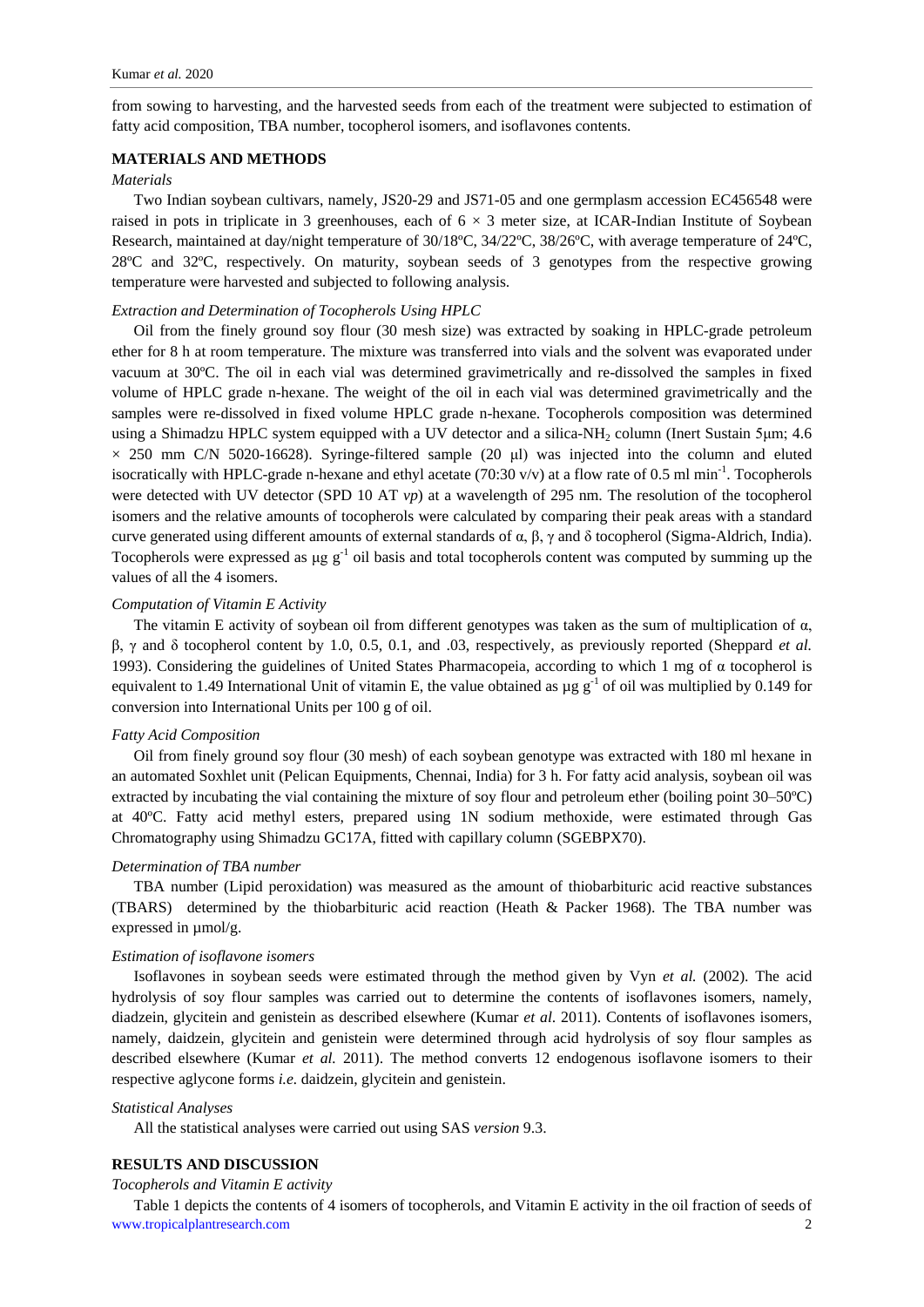from sowing to harvesting, and the harvested seeds from each of the treatment were subjected to estimation of fatty acid composition, TBA number, tocopherol isomers, and isoflavones contents.

## MATERIALS AND METHODS

### *Materials*

Two Indian soybean cultivars, namely, JS20-29 and JS71-05 and one germplasm accession EC456548 were raised in pots in triplicate in 3 greenhouses, each of $6 \times 3$ meter size, at ICAR-Indian Institute of Soybean Research, maintained at day/night temperature of 30/18ºC, 34/22ºC, 38/26ºC, with average temperature of 24ºC, 28ºC and 32ºC, respectively. On maturity, soybean seeds of 3 genotypes from the respective growing temperature were harvested and subjected to following analysis.

### *Extraction and Determination of Tocopherols Using HPLC*

Oil from the finely ground soy flour (30 mesh size) was extracted by soaking in HPLC-grade petroleum ether for 8 h at room temperature. The mixture was transferred into vials and the solvent was evaporated under vacuum at 30ºC. The oil in each vial was determined gravimetrically and re-dissolved the samples in fixed volume of HPLC grade n-hexane. The weight of the oil in each vial was determined gravimetrically and the samples were re-dissolved in fixed volume HPLC grade n-hexane. Tocopherols composition was determined using a Shimadzu HPLC system equipped with a UV detector and a silica-$NH_2$ column (Inert Sustain 5μm; 4.6 $\times$ 250 mm C/N 5020-16628). Syringe-filtered sample (20 μl) was injected into the column and eluted isocratically with HPLC-grade n-hexane and ethyl acetate (70:30 v/v) at a flow rate of 0.5 ml $min^{-1}$. Tocopherols were detected with UV detector (SPD 10 AT *vp*) at a wavelength of 295 nm. The resolution of the tocopherol isomers and the relative amounts of tocopherols were calculated by comparing their peak areas with a standard curve generated using different amounts of external standards of α, β, γ and δ tocopherol (Sigma-Aldrich, India). Tocopherols were expressed as μg $g^{-1}$ oil basis and total tocopherols content was computed by summing up the values of all the 4 isomers.

### *Computation of Vitamin E Activity*

The vitamin E activity of soybean oil from different genotypes was taken as the sum of multiplication of α, β, γ and δ tocopherol content by 1.0, 0.5, 0.1, and .03, respectively, as previously reported (Sheppard *et al.* 1993). Considering the guidelines of United States Pharmacopeia, according to which 1 mg of α tocopherol is equivalent to 1.49 International Unit of vitamin E, the value obtained as μg $g^{-1}$ of oil was multiplied by 0.149 for conversion into International Units per 100 g of oil.

### *Fatty Acid Composition*

Oil from finely ground soy flour (30 mesh) of each soybean genotype was extracted with 180 ml hexane in an automated Soxhlet unit (Pelican Equipments, Chennai, India) for 3 h. For fatty acid analysis, soybean oil was extracted by incubating the vial containing the mixture of soy flour and petroleum ether (boiling point 30–50ºC) at 40ºC. Fatty acid methyl esters, prepared using 1N sodium methoxide, were estimated through Gas Chromatography using Shimadzu GC17A, fitted with capillary column (SGEBPX70).

### *Determination of TBA number*

TBA number (Lipid peroxidation) was measured as the amount of thiobarbituric acid reactive substances (TBARS) determined by the thiobarbituric acid reaction (Heath & Packer 1968). The TBA number was expressed in µmol/g.

### *Estimation of isoflavone isomers*

Isoflavones in soybean seeds were estimated through the method given by Vyn *et al.* (2002). The acid hydrolysis of soy flour samples was carried out to determine the contents of isoflavones isomers, namely, diadzein, glycitein and genistein as described elsewhere (Kumar *et al.* 2011). Contents of isoflavones isomers, namely, daidzein, glycitein and genistein were determined through acid hydrolysis of soy flour samples as described elsewhere (Kumar *et al.* 2011). The method converts 12 endogenous isoflavone isomers to their respective aglycone forms *i.e.* daidzein, glycitein and genistein.

### *Statistical Analyses*

All the statistical analyses were carried out using SAS *version* 9.3.

## RESULTS AND DISCUSSION

### *Tocopherols and Vitamin E activity*

Table 1 depicts the contents of 4 isomers of tocopherols, and Vitamin E activity in the oil fraction of seeds of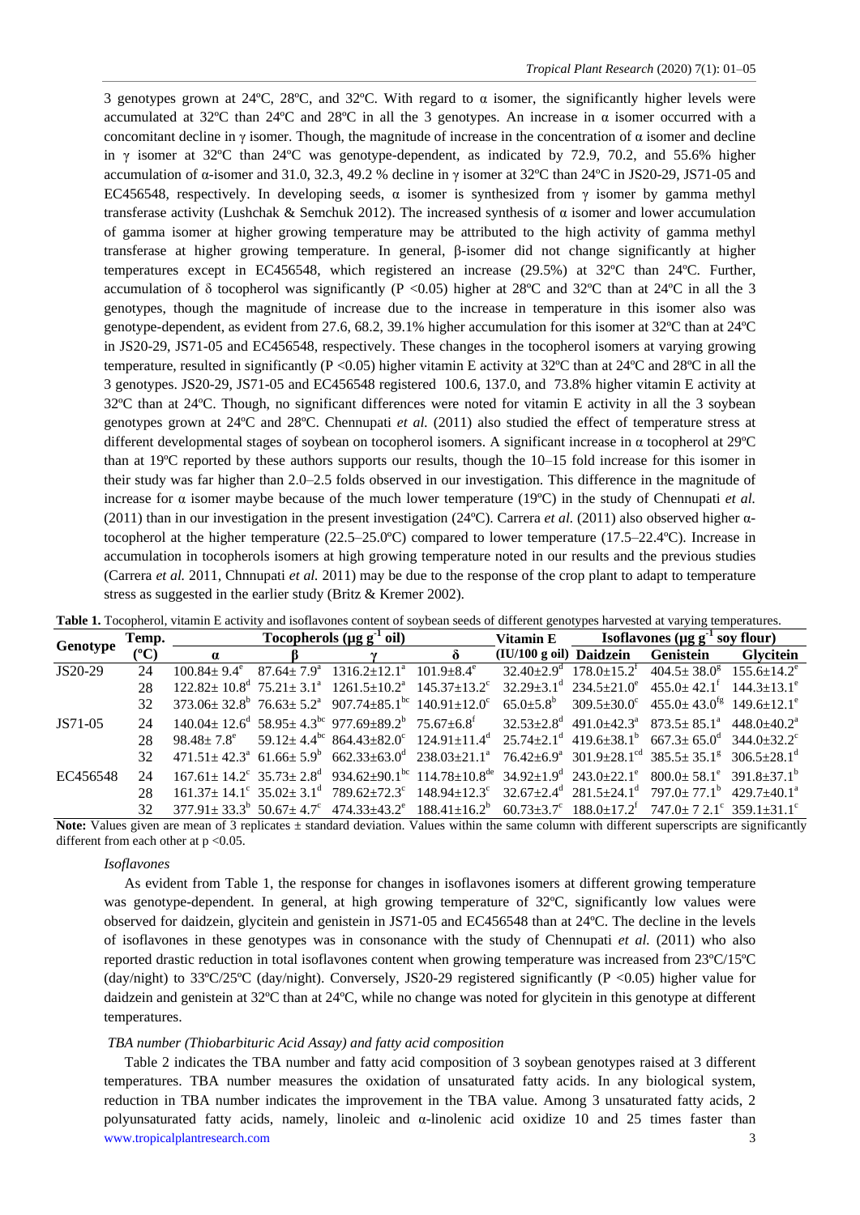3 genotypes grown at 24ºC, 28ºC, and 32ºC. With regard to α isomer, the significantly higher levels were accumulated at 32ºC than 24ºC and 28ºC in all the 3 genotypes. An increase in α isomer occurred with a concomitant decline in γ isomer. Though, the magnitude of increase in the concentration of α isomer and decline in γ isomer at 32ºC than 24ºC was genotype-dependent, as indicated by 72.9, 70.2, and 55.6% higher accumulation of α-isomer and 31.0, 32.3, 49.2 % decline in γ isomer at 32ºC than 24ºC in JS20-29, JS71-05 and EC456548, respectively. In developing seeds, α isomer is synthesized from γ isomer by gamma methyl transferase activity (Lushchak & Semchuk 2012). The increased synthesis of α isomer and lower accumulation of gamma isomer at higher growing temperature may be attributed to the high activity of gamma methyl transferase at higher growing temperature. In general, β-isomer did not change significantly at higher temperatures except in EC456548, which registered an increase (29.5%) at 32ºC than 24ºC. Further, accumulation of δ tocopherol was significantly ($P < 0.05$) higher at 28ºC and 32ºC than at 24ºC in all the 3 genotypes, though the magnitude of increase due to the increase in temperature in this isomer also was genotype-dependent, as evident from 27.6, 68.2, 39.1% higher accumulation for this isomer at 32ºC than at 24ºC in JS20-29, JS71-05 and EC456548, respectively. These changes in the tocopherol isomers at varying growing temperature, resulted in significantly ($P < 0.05$) higher vitamin E activity at 32ºC than at 24ºC and 28ºC in all the 3 genotypes. JS20-29, JS71-05 and EC456548 registered 100.6, 137.0, and 73.8% higher vitamin E activity at 32ºC than at 24ºC. Though, no significant differences were noted for vitamin E activity in all the 3 soybean genotypes grown at 24ºC and 28ºC. Chennupati *et al.* (2011) also studied the effect of temperature stress at different developmental stages of soybean on tocopherol isomers. A significant increase in α tocopherol at 29ºC than at 19ºC reported by these authors supports our results, though the 10–15 fold increase for this isomer in their study was far higher than 2.0–2.5 folds observed in our investigation. This difference in the magnitude of increase for α isomer maybe because of the much lower temperature (19ºC) in the study of Chennupati *et al.* (2011) than in our investigation in the present investigation (24ºC). Carrera *et al.* (2011) also observed higher α-tocopherol at the higher temperature (22.5–25.0ºC) compared to lower temperature (17.5–22.4ºC). Increase in accumulation in tocopherols isomers at high growing temperature noted in our results and the previous studies (Carrera *et al.* 2011, Chnnupati *et al.* 2011) may be due to the response of the crop plant to adapt to temperature stress as suggested in the earlier study (Britz & Kremer 2002).

**Table 1.** Tocopherol, vitamin E activity and isoflavones content of soybean seeds of different genotypes harvested at varying temperatures.

| Genotype | Temp. (ºC) | Tocopherols (μg $g^{-1}$ oil) | | | | Vitamin E (IU/100 g oil) | Isoflavones (μg $g^{-1}$ soy flour) | | |
|---|---|---|---|---|---|---|---|---|---|
| | | α | β | γ | δ | | Daidzein | Genistein | Glycitein |
| JS20-29 | 24 | $100.84 \pm 9.4^{e}$ | $87.64 \pm 7.9^{a}$ | $1316.2 \pm 12.1^{a}$ | $101.9 \pm 8.4^{e}$ | $32.40 \pm 2.9^{d}$ | $178.0 \pm 15.2^{f}$ | $404.5 \pm 38.0^{g}$ | $155.6 \pm 14.2^{e}$ |
| | 28 | $122.82 \pm 10.8^{d}$ | $75.21 \pm 3.1^{a}$ | $1261.5 \pm 10.2^{a}$ | $145.37 \pm 13.2^{c}$ | $32.29 \pm 3.1^{d}$ | $234.5 \pm 21.0^{e}$ | $455.0 \pm 42.1^{f}$ | $144.3 \pm 13.1^{e}$ |
| | 32 | $373.06 \pm 32.8^{b}$ | $76.63 \pm 5.2^{a}$ | $907.74 \pm 85.1^{bc}$ | $140.91 \pm 12.0^{c}$ | $65.0 \pm 5.8^{b}$ | $309.5 \pm 30.0^{c}$ | $455.0 \pm 43.0^{fg}$ | $149.6 \pm 12.1^{e}$ |
| JS71-05 | 24 | $140.04 \pm 12.6^{d}$ | $58.95 \pm 4.3^{bc}$ | $977.69 \pm 89.2^{b}$ | $75.67 \pm 6.8^{f}$ | $32.53 \pm 2.8^{d}$ | $491.0 \pm 42.3^{a}$ | $873.5 \pm 85.1^{a}$ | $448.0 \pm 40.2^{a}$ |
| | 28 | $98.48 \pm 7.8^{e}$ | $59.12 \pm 4.4^{bc}$ | $864.43 \pm 82.0^{c}$ | $124.91 \pm 11.4^{d}$ | $25.74 \pm 2.1^{d}$ | $419.6 \pm 38.1^{b}$ | $667.3 \pm 65.0^{d}$ | $344.0 \pm 32.2^{c}$ |
| | 32 | $471.51 \pm 42.3^{a}$ | $61.66 \pm 5.9^{b}$ | $662.33 \pm 63.0^{d}$ | $238.03 \pm 21.1^{a}$ | $76.42 \pm 6.9^{a}$ | $301.9 \pm 28.1^{cd}$ | $385.5 \pm 35.1^{g}$ | $306.5 \pm 28.1^{d}$ |
| EC456548 | 24 | $167.61 \pm 14.2^{c}$ | $35.73 \pm 2.8^{d}$ | $934.62 \pm 90.1^{bc}$ | $114.78 \pm 10.8^{de}$ | $34.92 \pm 1.9^{d}$ | $243.0 \pm 22.1^{e}$ | $800.0 \pm 58.1^{e}$ | $391.8 \pm 37.1^{b}$ |
| | 28 | $161.37 \pm 14.1^{c}$ | $35.02 \pm 3.1^{d}$ | $789.62 \pm 72.3^{c}$ | $148.94 \pm 12.3^{c}$ | $32.67 \pm 2.4^{d}$ | $281.5 \pm 24.1^{d}$ | $797.0 \pm 77.1^{b}$ | $429.7 \pm 40.1^{a}$ |
| | 32 | $377.91 \pm 33.3^{b}$ | $50.67 \pm 4.7^{c}$ | $474.33 \pm 43.2^{e}$ | $188.41 \pm 16.2^{b}$ | $60.73 \pm 3.7^{c}$ | $188.0 \pm 17.2^{f}$ | $747.0 \pm 7\ 2.1^{c}$ | $359.1 \pm 31.1^{c}$ |

**Note:** Values given are mean of 3 replicates ± standard deviation. Values within the same column with different superscripts are significantly different from each other at $p < 0.05$.

### *Isoflavones*

As evident from Table 1, the response for changes in isoflavones isomers at different growing temperature was genotype-dependent. In general, at high growing temperature of 32ºC, significantly low values were observed for daidzein, glycitein and genistein in JS71-05 and EC456548 than at 24ºC. The decline in the levels of isoflavones in these genotypes was in consonance with the study of Chennupati *et al.* (2011) who also reported drastic reduction in total isoflavones content when growing temperature was increased from 23ºC/15ºC (day/night) to 33ºC/25ºC (day/night). Conversely, JS20-29 registered significantly ($P < 0.05$) higher value for daidzein and genistein at 32ºC than at 24ºC, while no change was noted for glycitein in this genotype at different temperatures.

### *TBA number (Thiobarbituric Acid Assay) and fatty acid composition*

Table 2 indicates the TBA number and fatty acid composition of 3 soybean genotypes raised at 3 different temperatures. TBA number measures the oxidation of unsaturated fatty acids. In any biological system, reduction in TBA number indicates the improvement in the TBA value. Among 3 unsaturated fatty acids, 2 polyunsaturated fatty acids, namely, linoleic and α-linolenic acid oxidize 10 and 25 times faster than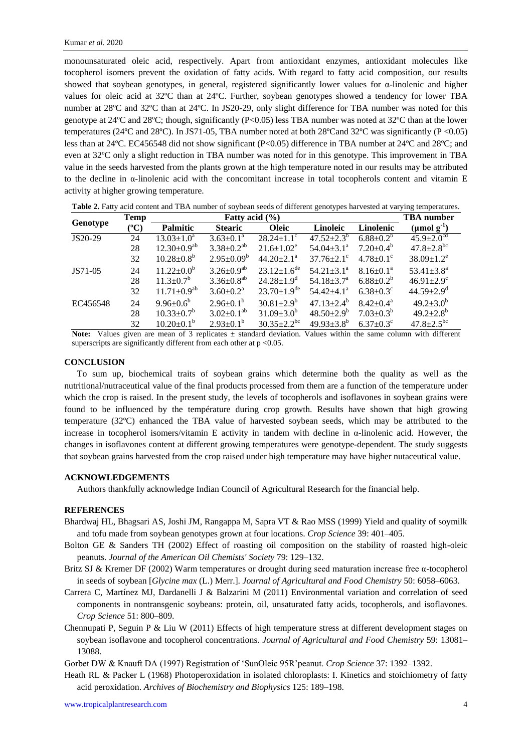monounsaturated oleic acid, respectively. Apart from antioxidant enzymes, antioxidant molecules like tocopherol isomers prevent the oxidation of fatty acids. With regard to fatty acid composition, our results showed that soybean genotypes, in general, registered significantly lower values for α-linolenic and higher values for oleic acid at 32ºC than at 24ºC. Further, soybean genotypes showed a tendency for lower TBA number at 28ºC and 32ºC than at 24ºC. In JS20-29, only slight difference for TBA number was noted for this genotype at 24ºC and 28ºC; though, significantly ($P<0.05$) less TBA number was noted at 32ºC than at the lower temperatures (24ºC and 28ºC). In JS71-05, TBA number noted at both 28ºCand 32ºC was significantly ($P <0.05$) less than at 24ºC. EC456548 did not show significant ($P<0.05$) difference in TBA number at 24ºC and 28ºC; and even at 32ºC only a slight reduction in TBA number was noted for in this genotype. This improvement in TBA value in the seeds harvested from the plants grown at the high temperature noted in our results may be attributed to the decline in α-linolenic acid with the concomitant increase in total tocopherols content and vitamin E activity at higher growing temperature.

**Table 2.** Fatty acid content and TBA number of soybean seeds of different genotypes harvested at varying temperatures.

| Genotype | Temp (ºC) | Fatty acid (%) | | | | | TBA number |
|---|---|---|---|---|---|---|---|
| | | Palmitic | Stearic | Oleic | Linoleic | Linolenic | (µmol $g^{-1}$) |
| JS20-29 | 24 | $13.03±1.0^{a}$ | $3.63±0.1^{a}$ | $28.24±1.1^{c}$ | $47.52±2.3^{b}$ | $6.88±0.2^{b}$ | $45.9±2.0^{cd}$ |
| | 28 | $12.30±0.9^{ab}$ | $3.38±0.2^{ab}$ | $21.6±1.02^{e}$ | $54.04±3.1^{a}$ | $7.20±0.4^{b}$ | $47.8±2.8^{bc}$ |
| | 32 | $10.28±0.8^{b}$ | $2.95±0.09^{b}$ | $44.20±2.1^{a}$ | $37.76±2.1^{c}$ | $4.78±0.1^{c}$ | $38.09±1.2^{e}$ |
| JS71-05 | 24 | $11.22±0.0^{b}$ | $3.26±0.9^{ab}$ | $23.12±1.6^{de}$ | $54.21±3.1^{a}$ | $8.16±0.1^{a}$ | $53.41±3.8^{a}$ |
| | 28 | $11.3±0.7^{b}$ | $3.36±0.8^{ab}$ | $24.28±1.9^{d}$ | $54.18±3.7^{a}$ | $6.88±0.2^{b}$ | $46.91±2.9^{c}$ |
| | 32 | $11.71±0.9^{ab}$ | $3.60±0.2^{a}$ | $23.70±1.9^{de}$ | $54.42±4.1^{a}$ | $6.38±0.3^{c}$ | $44.59±2.9^{d}$ |
| EC456548 | 24 | $9.96±0.6^{b}$ | $2.96±0.1^{b}$ | $30.81±2.9^{b}$ | $47.13±2.4^{b}$ | $8.42±0.4^{a}$ | $49.2±3.0^{b}$ |
| | 28 | $10.33±0.7^{b}$ | $3.02±0.1^{ab}$ | $31.09±3.0^{b}$ | $48.50±2.9^{b}$ | $7.03±0.3^{b}$ | $49.2±2.8^{b}$ |
| | 32 | $10.20±0.1^{b}$ | $2.93±0.1^{b}$ | $30.35±2.2^{bc}$ | $49.93±3.8^{b}$ | $6.37±0.3^{c}$ | $47.8±2.5^{bc}$ |

**Note:** Values given are mean of 3 replicates ± standard deviation. Values within the same column with different superscripts are significantly different from each other at $p <0.05$.

## CONCLUSION

To sum up, biochemical traits of soybean grains which determine both the quality as well as the nutritional/nutraceutical value of the final products processed from them are a function of the temperature under which the crop is raised. In the present study, the levels of tocopherols and isoflavones in soybean grains were found to be influenced by the température during crop growth. Results have shown that high growing temperature (32ºC) enhanced the TBA value of harvested soybean seeds, which may be attributed to the increase in tocopherol isomers/vitamin E activity in tandem with decline in α-linolenic acid. However, the changes in isoflavones content at different growing temperatures were genotype-dependent. The study suggests that soybean grains harvested from the crop raised under high temperature may have higher nutaceutical value.

## ACKNOWLEDGEMENTS

Authors thankfully acknowledge Indian Council of Agricultural Research for the financial help.

## REFERENCES

Bhardwaj HL, Bhagsari AS, Joshi JM, Rangappa M, Sapra VT & Rao MSS (1999) Yield and quality of soymilk and tofu made from soybean genotypes grown at four locations. *Crop Science* 39: 401–405.

Bolton GE & Sanders TH (2002) Effect of roasting oil composition on the stability of roasted high-oleic peanuts. *Journal of the American Oil Chemists' Society* 79: 129–132.

Britz SJ & Kremer DF (2002) Warm temperatures or drought during seed maturation increase free α-tocopherol in seeds of soybean [*Glycine max* (L.) Merr.]. *Journal of Agricultural and Food Chemistry* 50: 6058–6063.

Carrera C, Martínez MJ, Dardanelli J & Balzarini M (2011) Environmental variation and correlation of seed components in nontransgenic soybeans: protein, oil, unsaturated fatty acids, tocopherols, and isoflavones. *Crop Science* 51: 800–809.

Chennupati P, Seguin P & Liu W (2011) Effects of high temperature stress at different development stages on soybean isoflavone and tocopherol concentrations. *Journal of Agricultural and Food Chemistry* 59: 13081–13088.

Gorbet DW & Knauft DA (1997) Registration of 'SunOleic 95R'peanut. *Crop Science* 37: 1392–1392.

Heath RL & Packer L (1968) Photoperoxidation in isolated chloroplasts: I. Kinetics and stoichiometry of fatty acid peroxidation. *Archives of Biochemistry and Biophysics* 125: 189–198.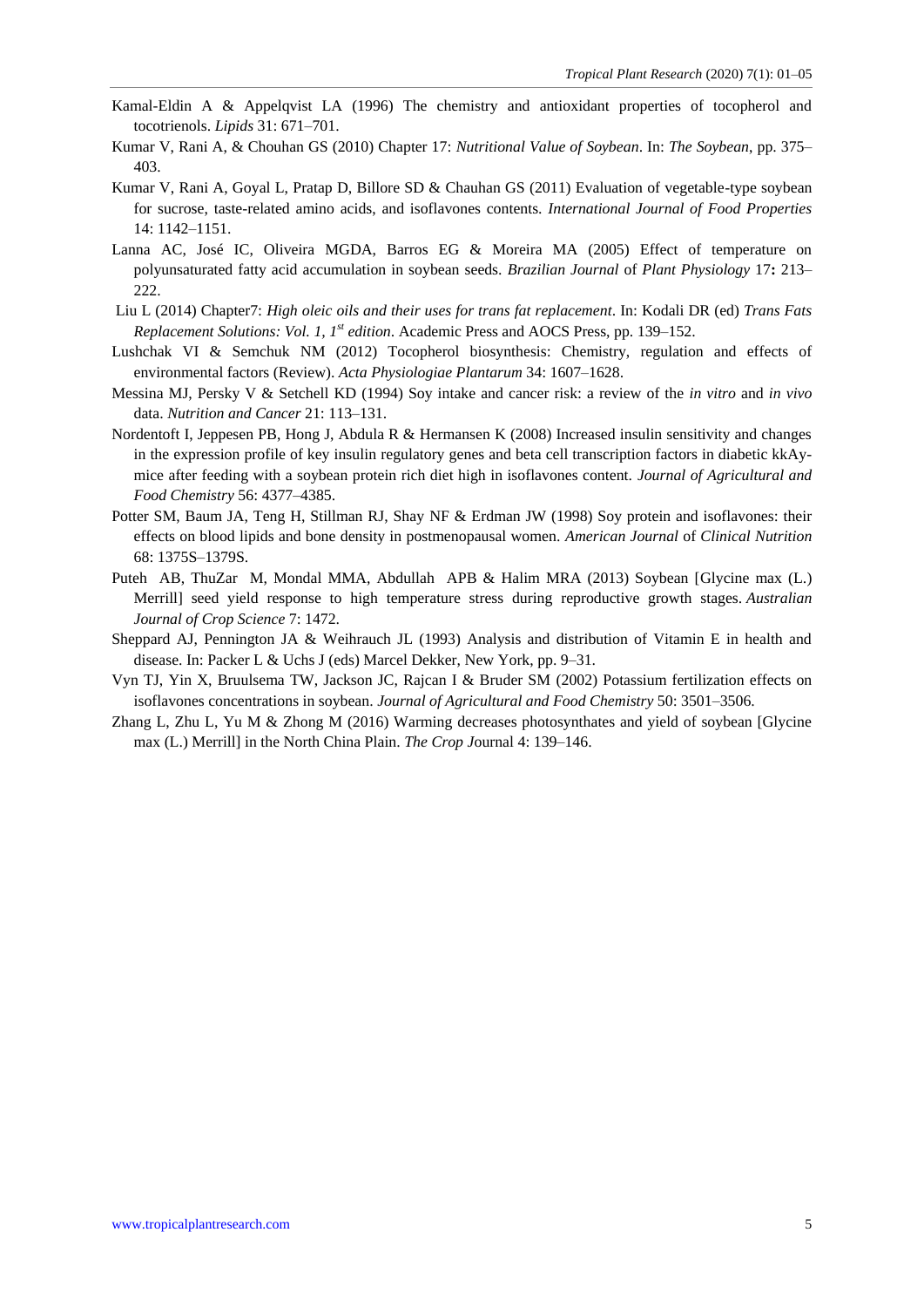Kamal-Eldin A & Appelqvist LA (1996) The chemistry and antioxidant properties of tocopherol and tocotrienols. *Lipids* 31: 671–701.

Kumar V, Rani A, & Chouhan GS (2010) Chapter 17: *Nutritional Value of Soybean*. In: *The Soybean*, pp. 375–403.

Kumar V, Rani A, Goyal L, Pratap D, Billore SD & Chauhan GS (2011) Evaluation of vegetable-type soybean for sucrose, taste-related amino acids, and isoflavones contents. *International Journal of Food Properties* 14: 1142–1151.

Lanna AC, José IC, Oliveira MGDA, Barros EG & Moreira MA (2005) Effect of temperature on polyunsaturated fatty acid accumulation in soybean seeds. *Brazilian Journal* of *Plant Physiology* 17**:** 213–222.

Liu L (2014) Chapter7: *High oleic oils and their uses for trans fat replacement*. In: Kodali DR (ed) *Trans Fats Replacement Solutions: Vol. 1, 1st edition*. Academic Press and AOCS Press, pp. 139–152.

Lushchak VI & Semchuk NM (2012) Tocopherol biosynthesis: Chemistry, regulation and effects of environmental factors (Review). *Acta Physiologiae Plantarum* 34: 1607–1628.

Messina MJ, Persky V & Setchell KD (1994) Soy intake and cancer risk: a review of the *in vitro* and *in vivo* data. *Nutrition and Cancer* 21: 113–131.

Nordentoft I, Jeppesen PB, Hong J, Abdula R & Hermansen K (2008) Increased insulin sensitivity and changes in the expression profile of key insulin regulatory genes and beta cell transcription factors in diabetic kkAy-mice after feeding with a soybean protein rich diet high in isoflavones content. *Journal of Agricultural and Food Chemistry* 56: 4377–4385.

Potter SM, Baum JA, Teng H, Stillman RJ, Shay NF & Erdman JW (1998) Soy protein and isoflavones: their effects on blood lipids and bone density in postmenopausal women. *American Journal* of *Clinical Nutrition* 68: 1375S–1379S.

Puteh AB, ThuZar M, Mondal MMA, Abdullah APB & Halim MRA (2013) Soybean [Glycine max (L.) Merrill] seed yield response to high temperature stress during reproductive growth stages. *Australian Journal of Crop Science* 7: 1472.

Sheppard AJ, Pennington JA & Weihrauch JL (1993) Analysis and distribution of Vitamin E in health and disease. In: Packer L & Uchs J (eds) Marcel Dekker, New York, pp. 9–31.

Vyn TJ, Yin X, Bruulsema TW, Jackson JC, Rajcan I & Bruder SM (2002) Potassium fertilization effects on isoflavones concentrations in soybean. *Journal of Agricultural and Food Chemistry* 50: 3501–3506.

Zhang L, Zhu L, Yu M & Zhong M (2016) Warming decreases photosynthates and yield of soybean [Glycine max (L.) Merrill] in the North China Plain. *The Crop J*ournal 4: 139–146.